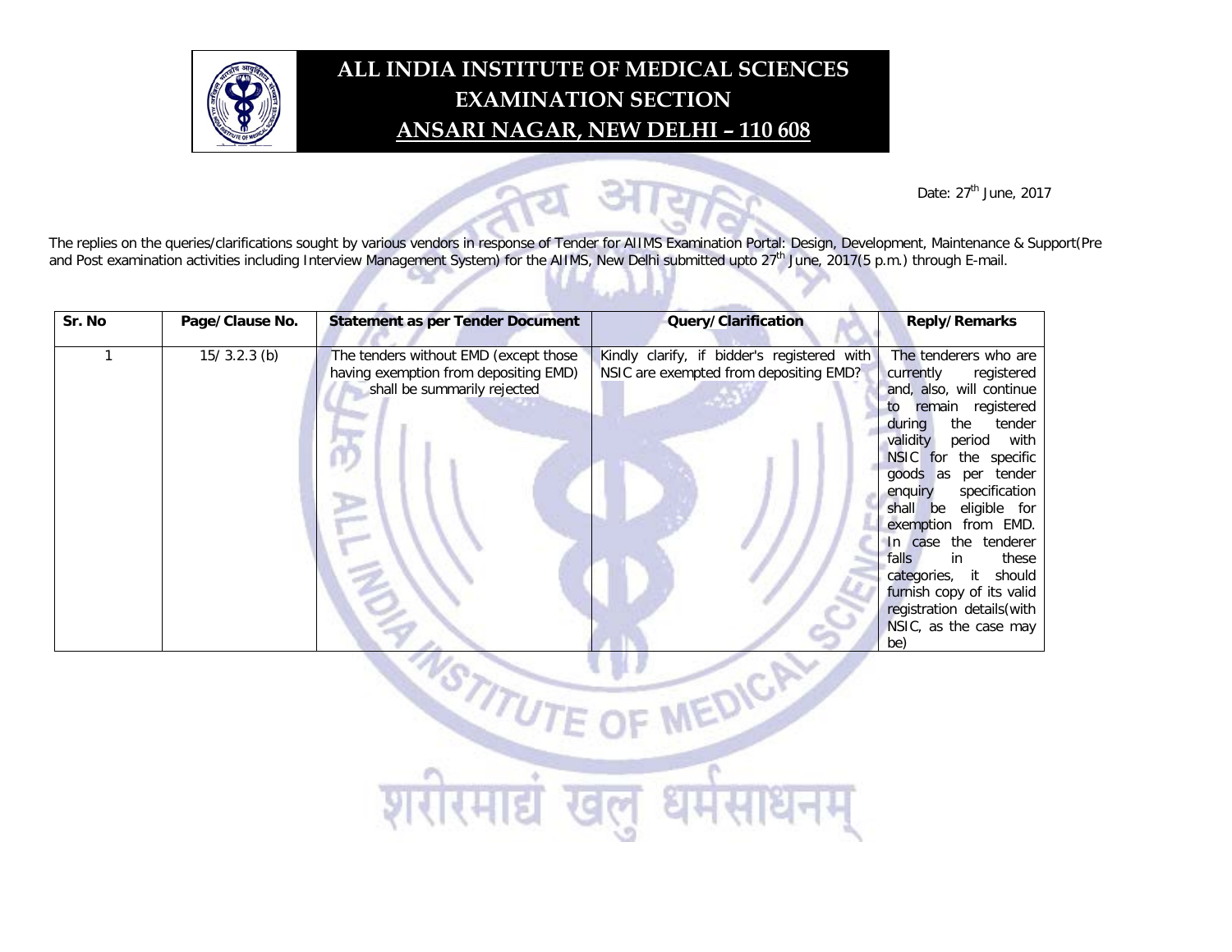# ALL INDIA INSTITUTE OF MEDICAL SCIENCES
## EXAMINATION SECTION
## ANSARI NAGAR, NEW DELHI – 110 608

Date: 27th June, 2017

The replies on the queries/clarifications sought by various vendors in response of Tender for AIIMS Examination Portal: Design, Development, Maintenance & Support(Pre and Post examination activities including Interview Management System) for the AIIMS, New Delhi submitted upto 27th June, 2017(5 p.m.) through E-mail.

| Sr. No | Page/Clause No. | Statement as per Tender Document | Query/Clarification | Reply/Remarks |
|---|---|---|---|---|
| 1 | 15/ 3.2.3 (b) | The tenders without EMD (except those having exemption from depositing EMD) shall be summarily rejected | Kindly clarify, if bidder's registered with NSIC are exempted from depositing EMD? | The tenderers who are currently registered and, also, will continue to remain registered during the tender validity period with NSIC for the specific goods as per tender enquiry specification shall be eligible for exemption from EMD. In case the tenderer falls in these categories, it should furnish copy of its valid registration details(with NSIC, as the case may be) |

शरीरमाद्यं खलु धर्मसाधनम्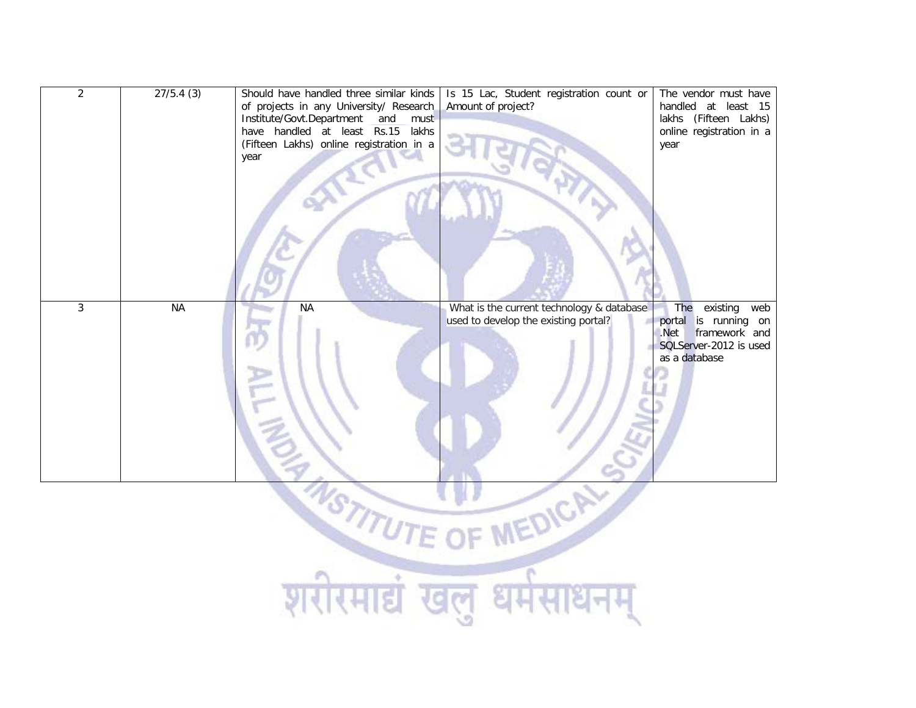| 2 | 27/5.4 (3) | Should have handled three similar kinds of projects in any University/ Research Institute/Govt.Department and must have handled at least Rs.15 lakhs (Fifteen Lakhs) online registration in a year | Is 15 Lac, Student registration count or Amount of project? | The vendor must have handled at least 15 lakhs (Fifteen Lakhs) online registration in a year |
|---|---|---|---|---|
| 3 | NA | NA | What is the current technology & database used to develop the existing portal? | The existing web portal is running on .Net framework and SQLServer-2012 is used as a database |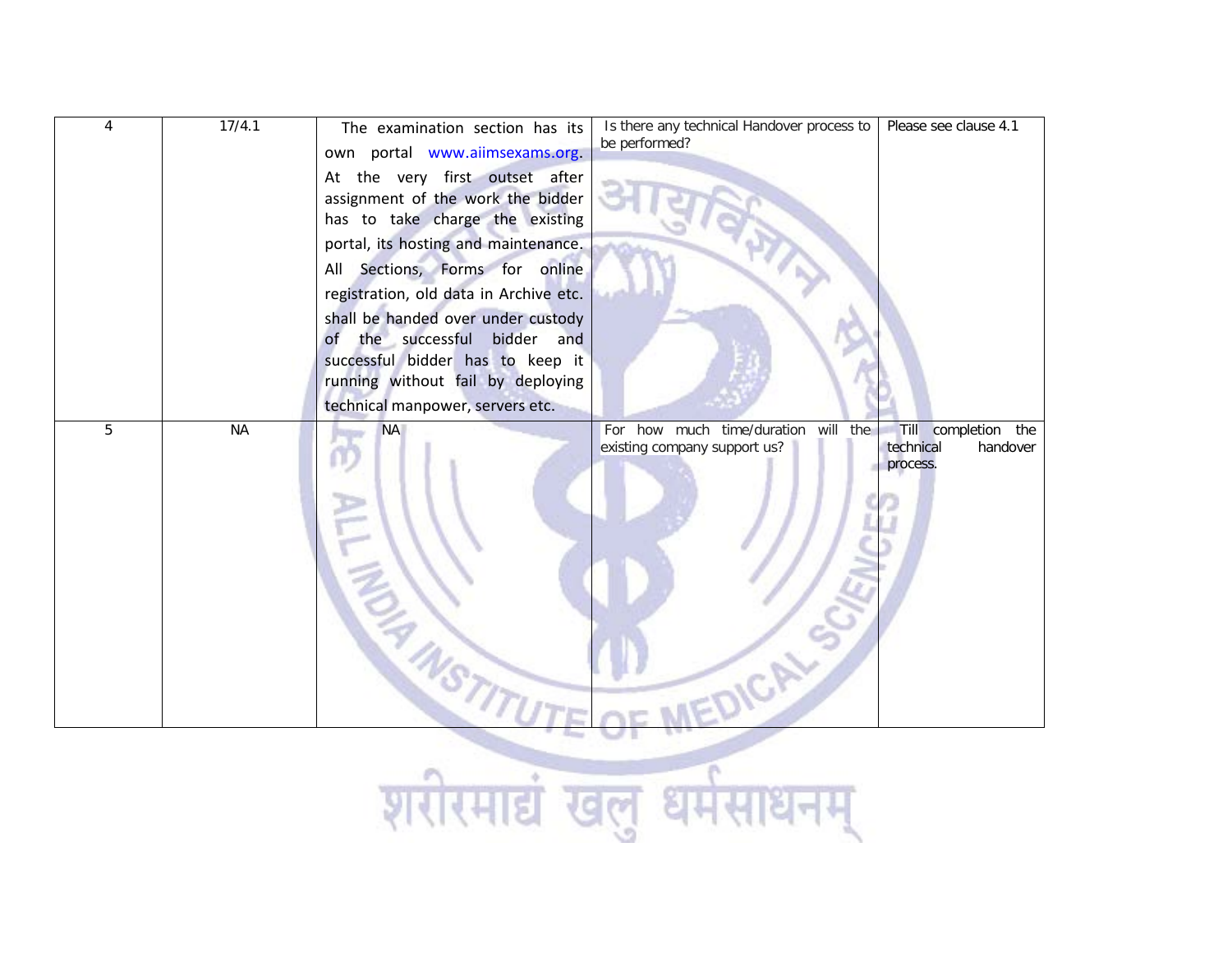| 4 | 17/4.1 | The examination section has its own portal www.aiimsexams.org. At the very first outset after assignment of the work the bidder has to take charge the existing portal, its hosting and maintenance. All Sections, Forms for online registration, old data in Archive etc. shall be handed over under custody of the successful bidder and successful bidder has to keep it running without fail by deploying technical manpower, servers etc. | Is there any technical Handover process to be performed? | Please see clause 4.1 |
|---|---|---|---|---|
| 5 | NA | NA | For how much time/duration will the existing company support us? | Till completion the technical handover process. |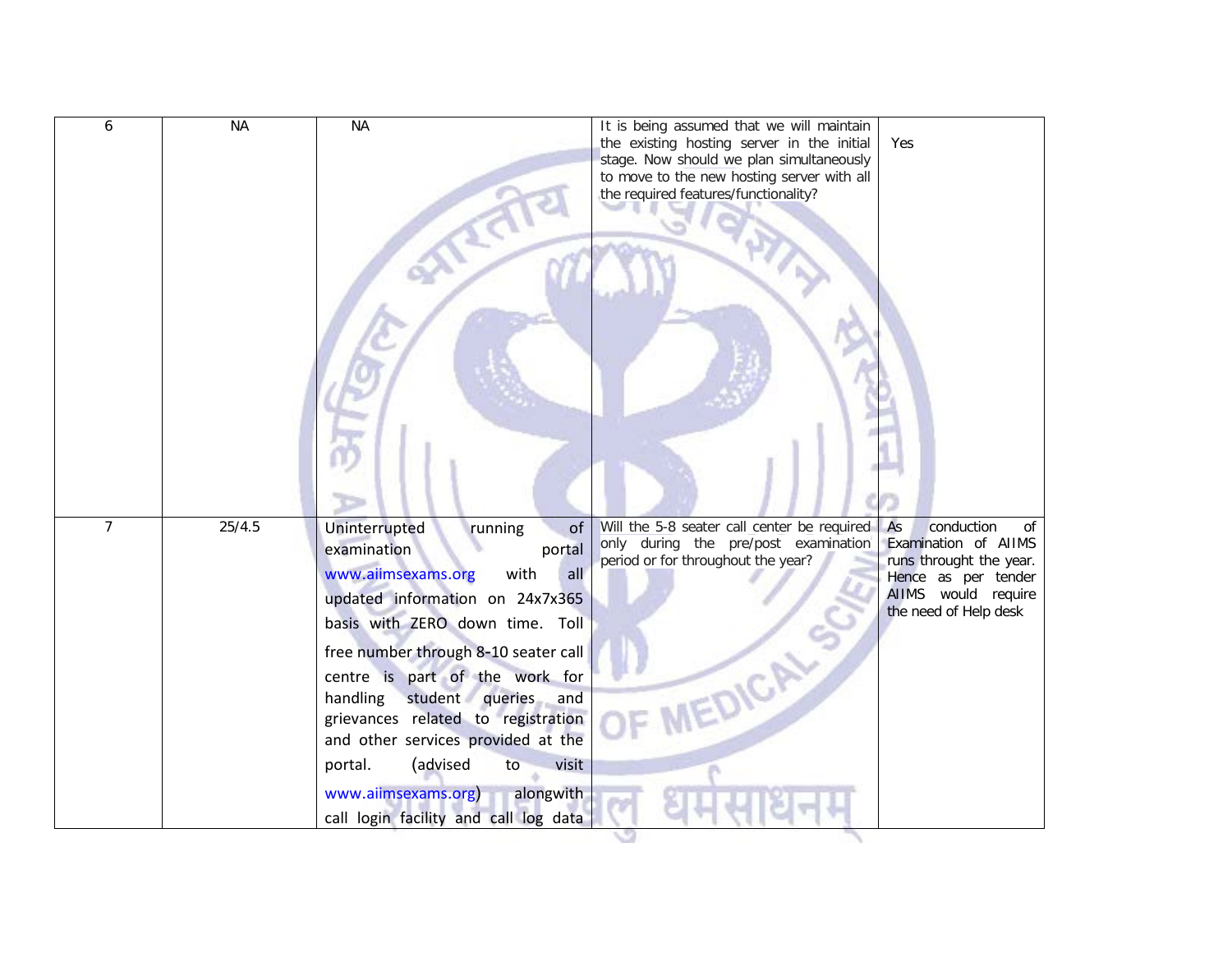| 6 | NA | NA | It is being assumed that we will maintain the existing hosting server in the initial stage. Now should we plan simultaneously to move to the new hosting server with all the required features/functionality? | Yes |
|---|---|---|---|---|
| 7 | 25/4.5 | Uninterrupted running of examination portal www.aiimsexams.org with all updated information on 24x7x365 basis with ZERO down time. Toll free number through 8-10 seater call centre is part of the work for handling student queries and grievances related to registration and other services provided at the portal. (advised to visit www.aiimsexams.org) alongwith call login facility and call log data | Will the 5-8 seater call center be required only during the pre/post examination period or for throughout the year? | As conduction of Examination of AIIMS runs throught the year. Hence as per tender AIIMS would require the need of Help desk |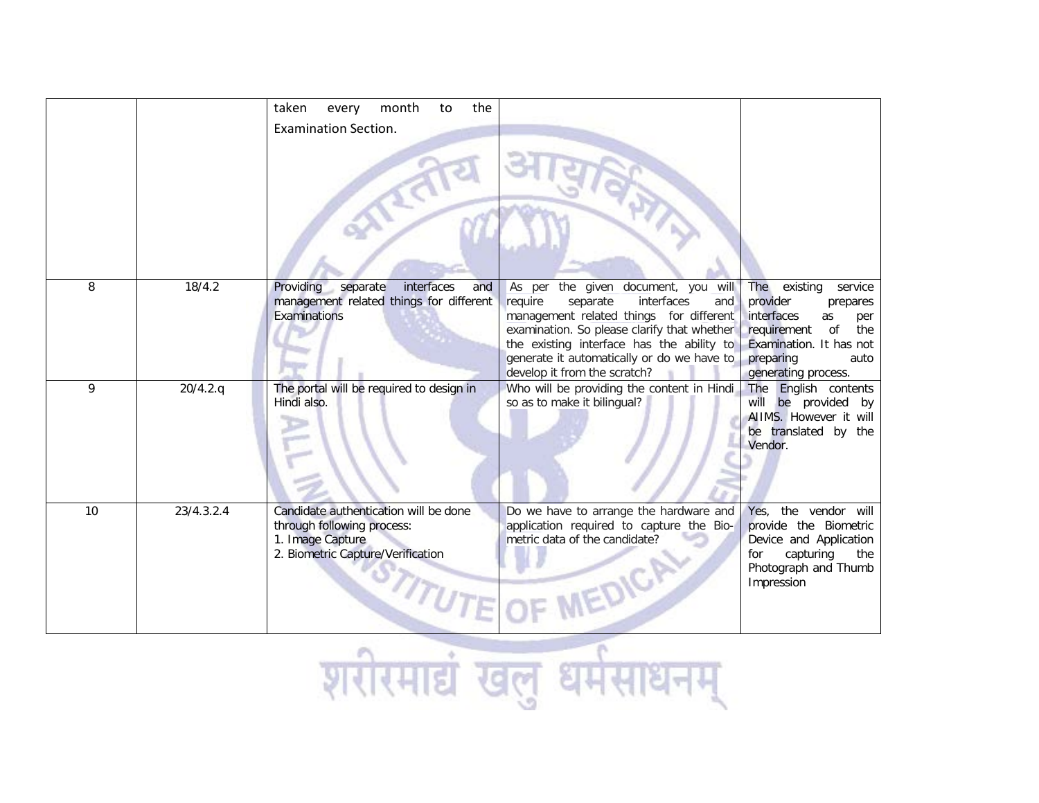| | | | | |
|---|---|---|---|---|
| | | taken every month to the Examination Section. | | |
| 8 | 18/4.2 | Providing separate interfaces and management related things for different Examinations | As per the given document, you will require separate interfaces and management related things for different examination. So please clarify that whether the existing interface has the ability to generate it automatically or do we have to develop it from the scratch? | The existing service provider prepares interfaces as per requirement of the Examination. It has not preparing auto generating process. |
| 9 | 20/4.2.q | The portal will be required to design in Hindi also. | Who will be providing the content in Hindi so as to make it bilingual? | The English contents will be provided by AIIMS. However it will be translated by the Vendor. |
| 10 | 23/4.3.2.4 | Candidate authentication will be done through following process:<br>1. Image Capture<br>2. Biometric Capture/Verification | Do we have to arrange the hardware and application required to capture the Bio-metric data of the candidate? | Yes, the vendor will provide the Biometric Device and Application for capturing the Photograph and Thumb Impression |